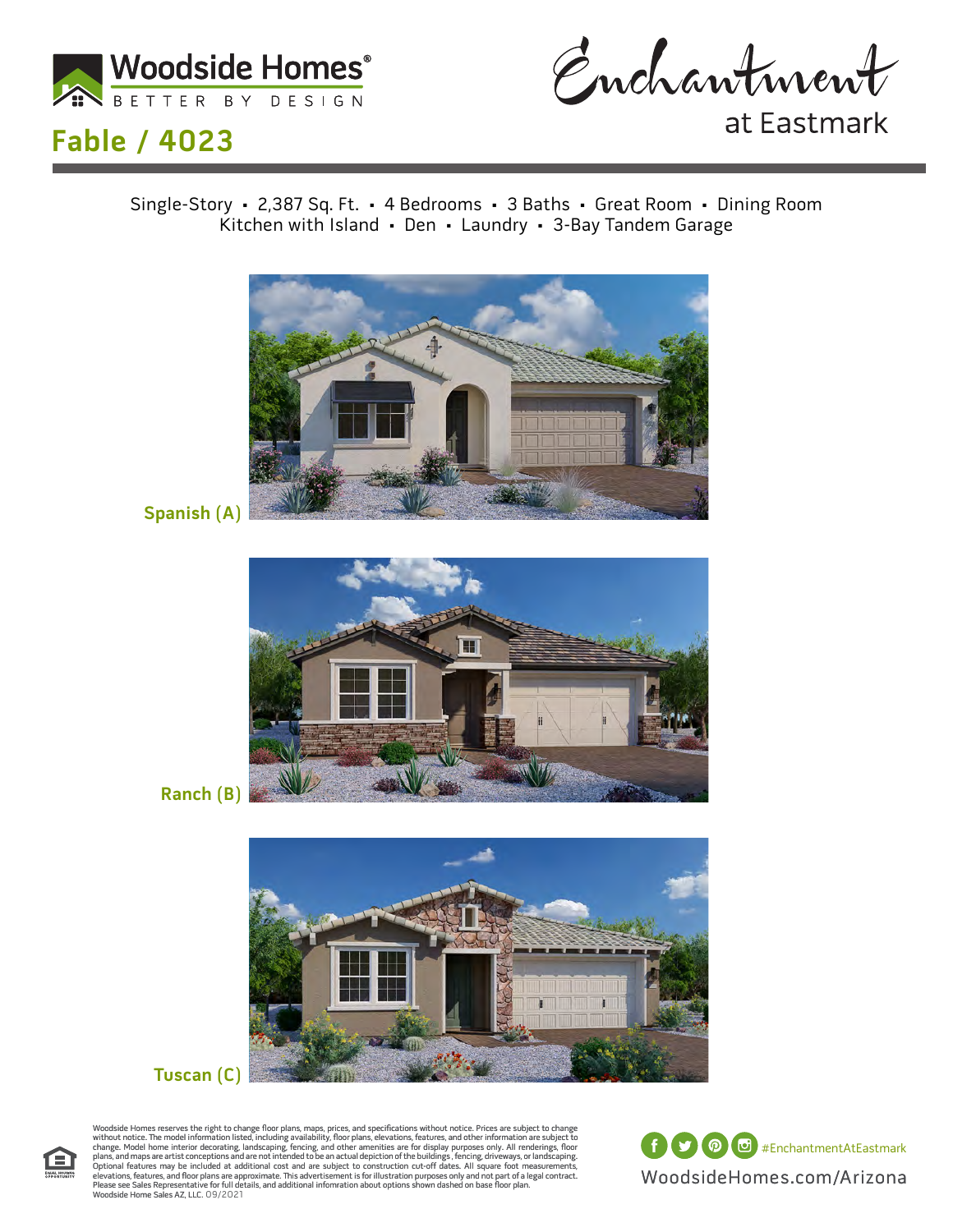Woodside Homes®
BETTER BY DESIGN

# Enchantment at Eastmark

## Fable / 4023

Single-Story • 2,387 Sq. Ft. • 4 Bedrooms • 3 Baths • Great Room • Dining Room
Kitchen with Island • Den • Laundry • 3-Bay Tandem Garage

**Spanish (A)**

**Ranch (B)**

**Tuscan (C)**

Woodside Homes reserves the right to change floor plans, maps, prices, and specifications without notice. Prices are subject to change without notice. The model information listed, including availability, floor plans, elevations, features, and other information are subject to change. Model home interior decorating, landscaping, fencing, and other amenities are for display purposes only. All renderings, floor plans, and maps are artist conceptions and are not intended to be an actual depiction of the buildings, fencing, driveways, or landscaping. Optional features may be included at additional cost and are subject to construction cut-off dates. All square foot measurements, elevations, features, and floor plans are approximate. This advertisement is for illustration purposes only and not part of a legal contract. Please see Sales Representative for full details, and additional infomration about options shown dashed on base floor plan. Woodside Home Sales AZ, LLC. 09/2021

#EnchantmentAtEastmark

WoodsideHomes.com/Arizona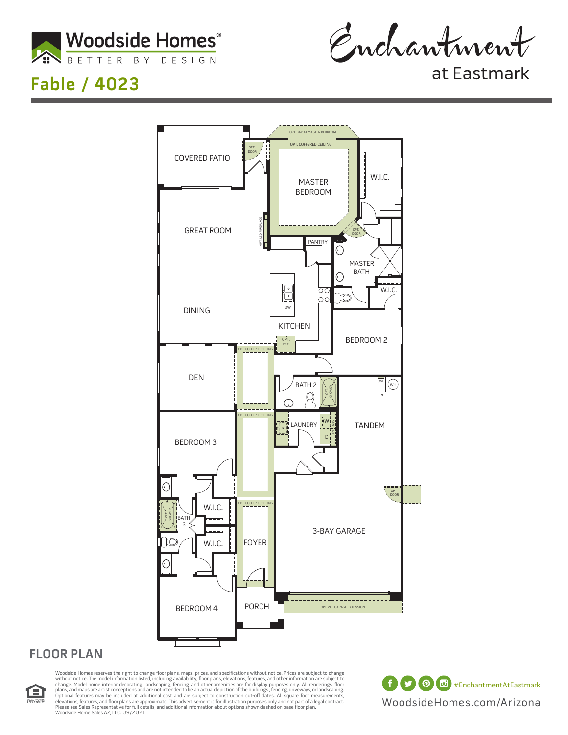Woodside Homes®

BETTER BY DESIGN

# Fable / 4023

Enchantment at Eastmark

COVERED PATIO

OPT. DOOR

OPT. BAY AT MASTER BEDROOM

OPT. COFFERED CEILING

MASTER BEDROOM

W.I.C.

GREAT ROOM

OPT. LED FIREPLACE

OPT. DOOR

PANTRY

MASTER BATH

W.I.C.

DW

DINING

KITCHEN

OPT. REF.

BEDROOM 2

OPT. COFFERED CEILING

DEN

BATH 2

OPT. SHOWER

SWL

WH

OPT. COFFERED CEILING

BEDROOM 3

LAUNDRY

W

D

TANDEM

OPT. DOOR

OPT. COFFERED CEILING

W.I.C.

OPT. SHOWER

BATH 3

W.I.C.

FOYER

3-BAY GARAGE

BEDROOM 4

PORCH

OPT. 2FT. GARAGE EXTENSION

## FLOOR PLAN

Woodside Homes reserves the right to change floor plans, maps, prices, and specifications without notice. Prices are subject to change without notice. The model information listed, including availability, floor plans, elevations, features, and other information are subject to change. Model home interior decorating, landscaping, fencing, and other amenities are for display purposes only. All renderings, floor plans, and maps are artist conceptions and are not intended to be an actual depiction of the buildings, fencing, driveways, or landscaping. Optional features may be included at additional cost and are subject to construction cut-off dates. All square foot measurements, elevations, features, and floor plans are approximate. This advertisement is for illustration purposes only and not part of a legal contract. Please see Sales Representative for full details, and additional infomration about options shown dashed on base floor plan. Woodside Home Sales AZ, LLC. 09/2021

#EnchantmentAtEastmark

WoodsideHomes.com/Arizona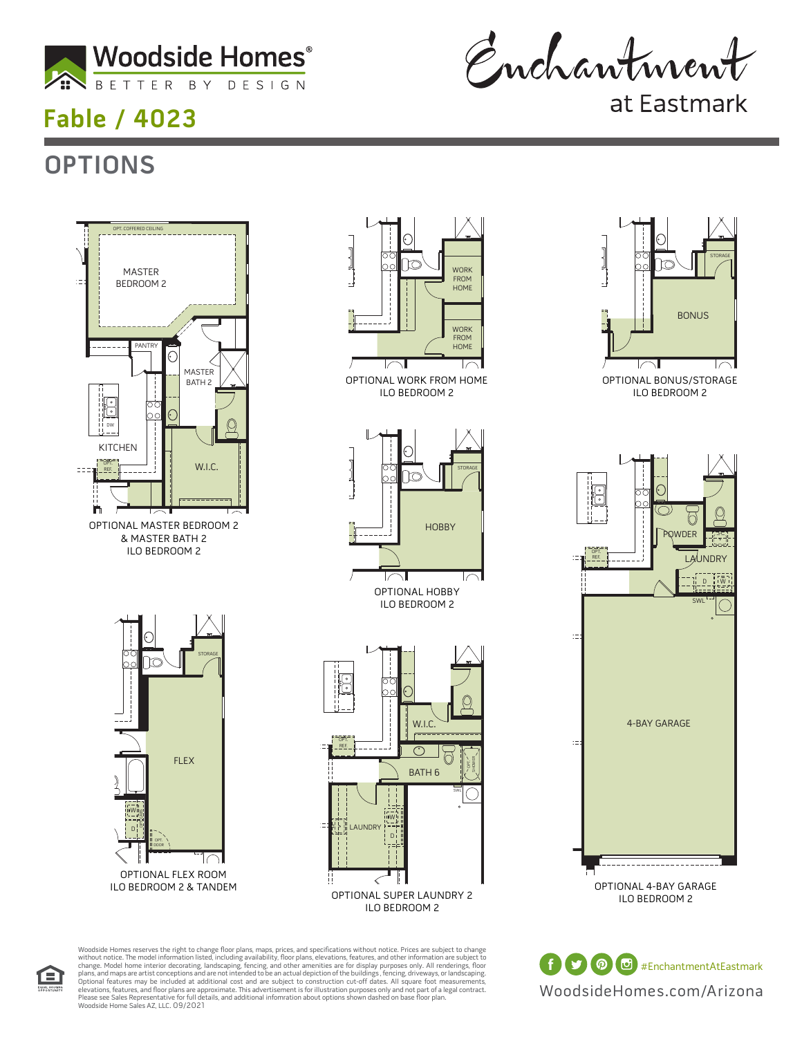Woodside Homes®
BETTER BY DESIGN

Enchantment at Eastmark

# Fable / 4023

## OPTIONS

OPT. COFFERED CEILING

MASTER BEDROOM 2

PANTRY

MASTER BATH 2

KITCHEN

DW

OPT. REF.

W.I.C.

OPTIONAL MASTER BEDROOM 2 & MASTER BATH 2 ILO BEDROOM 2

WORK FROM HOME

WORK FROM HOME

OPTIONAL WORK FROM HOME ILO BEDROOM 2

STORAGE

BONUS

OPTIONAL BONUS/STORAGE ILO BEDROOM 2

STORAGE

HOBBY

OPTIONAL HOBBY ILO BEDROOM 2

POWDER

OPT. REF.

LAUNDRY

D W

SWL

4-BAY GARAGE

OPTIONAL 4-BAY GARAGE ILO BEDROOM 2

STORAGE

FLEX

W

D

OPT. DOOR

OPTIONAL FLEX ROOM ILO BEDROOM 2 & TANDEM

W.I.C.

OPT. REF.

BATH 6

OPT. SHOWER

SWL

LAUNDRY

W

D

OPTIONAL SUPER LAUNDRY 2 ILO BEDROOM 2

Woodside Homes reserves the right to change floor plans, maps, prices, and specifications without notice. Prices are subject to change without notice. The model information listed, including availability, floor plans, elevations, features, and other information are subject to change. Model home interior decorating, landscaping, fencing, and other amenities are for display purposes only. All renderings, floor plans, and maps are artist conceptions and are not intended to be an actual depiction of the buildings, fencing, driveways, or landscaping. Optional features may be included at additional cost and are subject to construction cut-off dates. All square foot measurements, elevations, features, and floor plans are approximate. This advertisement is for illustration purposes only and not part of a legal contract. Please see Sales Representative for full details, and additional infomration about options shown dashed on base floor plan. Woodside Home Sales AZ, LLC. 09/2021

#EnchantmentAtEastmark

WoodsideHomes.com/Arizona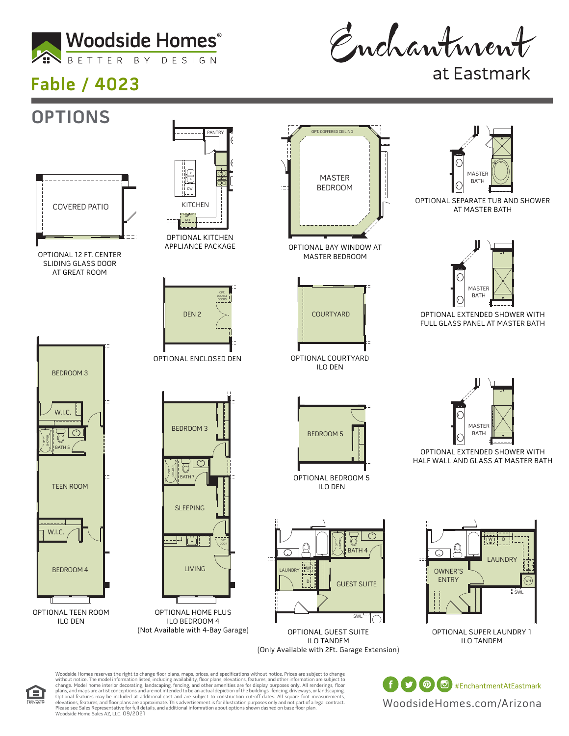Woodside Homes®
BETTER BY DESIGN

Enchantment at Eastmark

# Fable / 4023

## OPTIONS

COVERED PATIO

OPTIONAL 12 FT. CENTER SLIDING GLASS DOOR AT GREAT ROOM

PANTRY
DW
KITCHEN
OPT. REF.

OPTIONAL KITCHEN APPLIANCE PACKAGE

OPT. COFFERED CEILING
MASTER BEDROOM

OPTIONAL BAY WINDOW AT MASTER BEDROOM

MASTER BATH

OPTIONAL SEPARATE TUB AND SHOWER AT MASTER BATH

MASTER BATH

OPTIONAL EXTENDED SHOWER WITH FULL GLASS PANEL AT MASTER BATH

MASTER BATH

OPTIONAL EXTENDED SHOWER WITH HALF WALL AND GLASS AT MASTER BATH

OPT. DOUBLE DOORS
DEN 2

OPTIONAL ENCLOSED DEN

COURTYARD

OPTIONAL COURTYARD ILO DEN

BEDROOM 5

OPTIONAL BEDROOM 5 ILO DEN

BEDROOM 3
W.I.C.
OPT. SHOWER
BATH 5
TEEN ROOM
W.I.C.
BEDROOM 4

OPTIONAL TEEN ROOM ILO DEN

BEDROOM 3
OPT. SHOWER
BATH 7
SLEEPING
OPT. DOOR
LIVING

OPTIONAL HOME PLUS ILO BEDROOM 4
(Not Available with 4-Bay Garage)

LAUNDRY
W
D
OPT. SHOWER
BATH 4
GUEST SUITE
SWL

OPTIONAL GUEST SUITE ILO TANDEM
(Only Available with 2Ft. Garage Extension)

W
D
LAUNDRY
OWNER'S ENTRY
WH
SWL

OPTIONAL SUPER LAUNDRY 1 ILO TANDEM

Woodside Homes reserves the right to change floor plans, maps, prices, and specifications without notice. Prices are subject to change without notice. The model information listed, including availability, floor plans, elevations, features, and other information are subject to change. Model home interior decorating, landscaping, fencing, and other amenities are for display purposes only. All renderings, floor plans, and maps are artist conceptions and are not intended to be an actual depiction of the buildings, fencing, driveways, or landscaping. Optional features may be included at additional cost and are subject to construction cut-off dates. All square foot measurements, elevations, features, and floor plans are approximate. This advertisement is for illustration purposes only and not part of a legal contract. Please see Sales Representative for full details, and additional infomration about options shown dashed on base floor plan.
Woodside Home Sales AZ, LLC. 09/2021

#EnchantmentAtEastmark

WoodsideHomes.com/Arizona